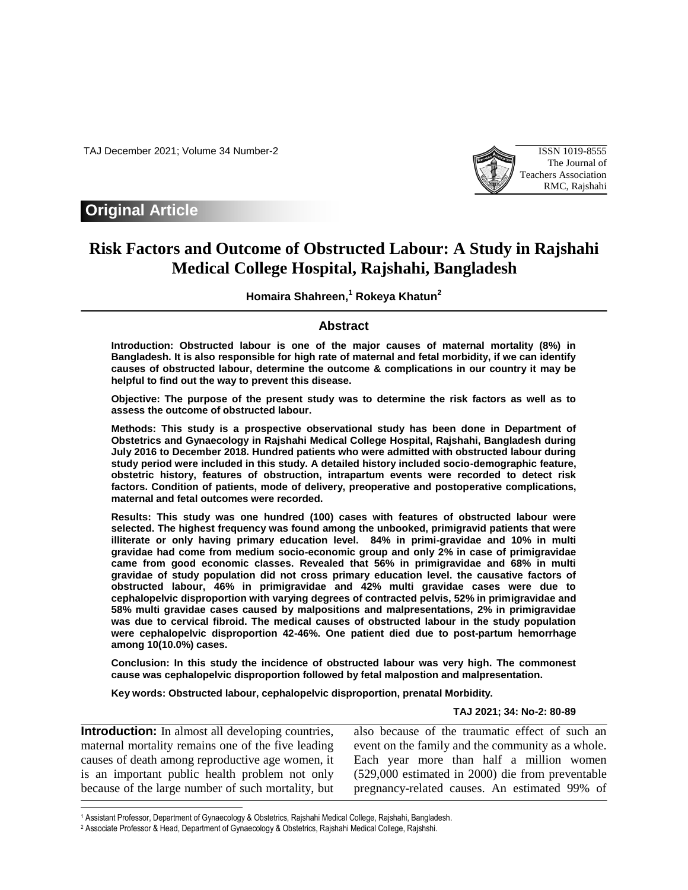Original Article

# Risk Factors and Outcome of Obstructed Labour: A Study in Rajshahi Medical College Hospital, Rajshahi, Bangladesh

**Homaira Shahreen,[1] Rokeya Khatun[2]**

## Abstract

**Introduction: Obstructed labour is one of the major causes of maternal mortality (8%) in Bangladesh. It is also responsible for high rate of maternal and fetal morbidity, if we can identify causes of obstructed labour, determine the outcome & complications in our country it may be helpful to find out the way to prevent this disease.**

**Objective: The purpose of the present study was to determine the risk factors as well as to assess the outcome of obstructed labour.**

**Methods: This study is a prospective observational study has been done in Department of Obstetrics and Gynaecology in Rajshahi Medical College Hospital, Rajshahi, Bangladesh during July 2016 to December 2018. Hundred patients who were admitted with obstructed labour during study period were included in this study. A detailed history included socio-demographic feature, obstetric history, features of obstruction, intrapartum events were recorded to detect risk factors. Condition of patients, mode of delivery, preoperative and postoperative complications, maternal and fetal outcomes were recorded.**

**Results: This study was one hundred (100) cases with features of obstructed labour were selected. The highest frequency was found among the unbooked, primigravid patients that were illiterate or only having primary education level. 84% in primi-gravidae and 10% in multi gravidae had come from medium socio-economic group and only 2% in case of primigravidae came from good economic classes. Revealed that 56% in primigravidae and 68% in multi gravidae of study population did not cross primary education level. the causative factors of obstructed labour, 46% in primigravidae and 42% multi gravidae cases were due to cephalopelvic disproportion with varying degrees of contracted pelvis, 52% in primigravidae and 58% multi gravidae cases caused by malpositions and malpresentations, 2% in primigravidae was due to cervical fibroid. The medical causes of obstructed labour in the study population were cephalopelvic disproportion 42-46%. One patient died due to post-partum hemorrhage among 10(10.0%) cases.**

**Conclusion: In this study the incidence of obstructed labour was very high. The commonest cause was cephalopelvic disproportion followed by fetal malpostion and malpresentation.**

**Key words: Obstructed labour, cephalopelvic disproportion, prenatal Morbidity.**

**TAJ 2021; 34: No-2: 80-89**

**Introduction:** In almost all developing countries, maternal mortality remains one of the five leading causes of death among reproductive age women, it is an important public health problem not only because of the large number of such mortality, but also because of the traumatic effect of such an event on the family and the community as a whole. Each year more than half a million women (529,000 estimated in 2000) die from preventable pregnancy-related causes. An estimated 99% of

[1] Assistant Professor, Department of Gynaecology & Obstetrics, Rajshahi Medical College, Rajshahi, Bangladesh.

[2] Associate Professor & Head, Department of Gynaecology & Obstetrics, Rajshahi Medical College, Rajshshi.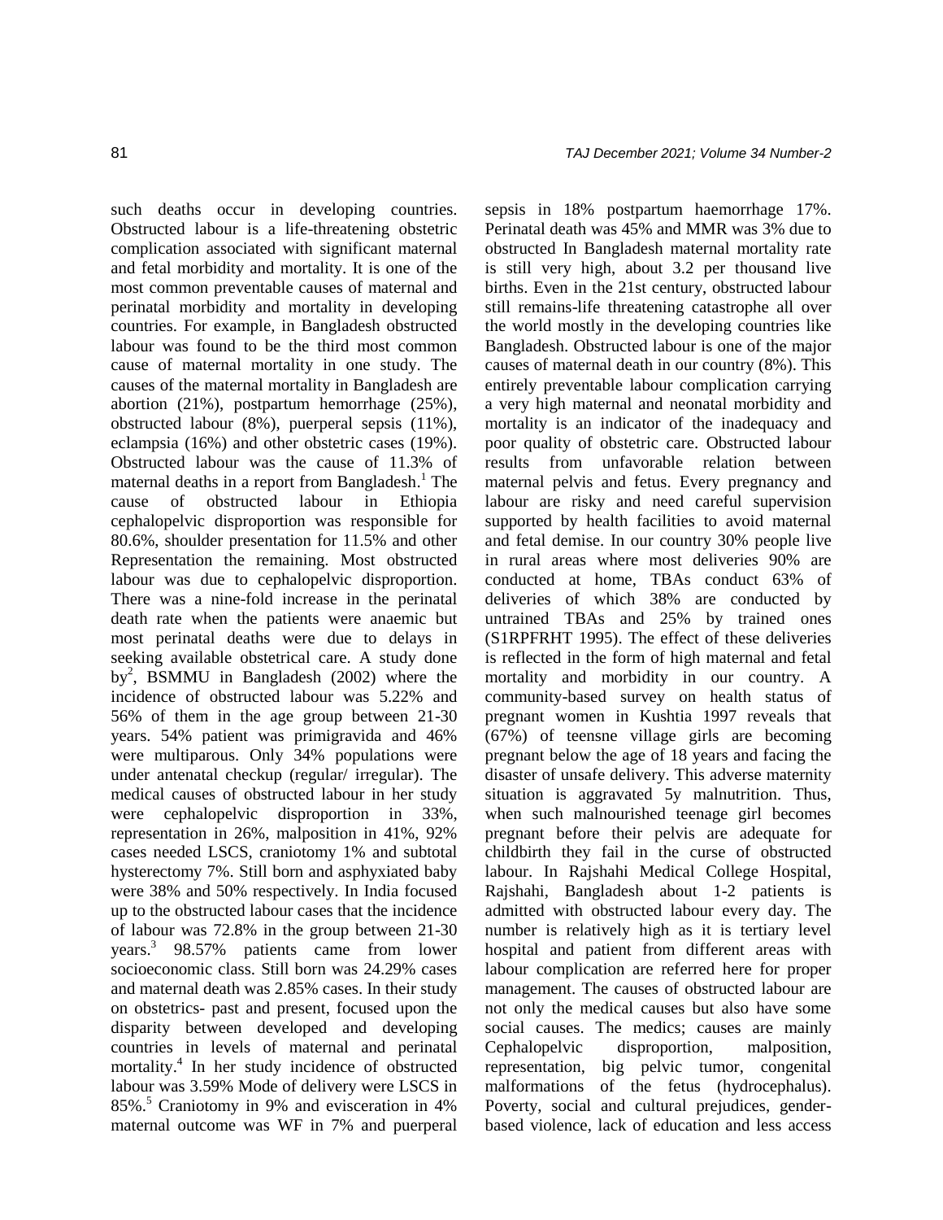such deaths occur in developing countries. Obstructed labour is a life-threatening obstetric complication associated with significant maternal and fetal morbidity and mortality. It is one of the most common preventable causes of maternal and perinatal morbidity and mortality in developing countries. For example, in Bangladesh obstructed labour was found to be the third most common cause of maternal mortality in one study. The causes of the maternal mortality in Bangladesh are abortion (21%), postpartum hemorrhage (25%), obstructed labour (8%), puerperal sepsis (11%), eclampsia (16%) and other obstetric cases (19%). Obstructed labour was the cause of 11.3% of maternal deaths in a report from Bangladesh.[1] The cause of obstructed labour in Ethiopia cephalopelvic disproportion was responsible for 80.6%, shoulder presentation for 11.5% and other Representation the remaining. Most obstructed labour was due to cephalopelvic disproportion. There was a nine-fold increase in the perinatal death rate when the patients were anaemic but most perinatal deaths were due to delays in seeking available obstetrical care. A study done by[2], BSMMU in Bangladesh (2002) where the incidence of obstructed labour was 5.22% and 56% of them in the age group between 21-30 years. 54% patient was primigravida and 46% were multiparous. Only 34% populations were under antenatal checkup (regular/ irregular). The medical causes of obstructed labour in her study were cephalopelvic disproportion in 33%, representation in 26%, malposition in 41%, 92% cases needed LSCS, craniotomy 1% and subtotal hysterectomy 7%. Still born and asphyxiated baby were 38% and 50% respectively. In India focused up to the obstructed labour cases that the incidence of labour was 72.8% in the group between 21-30 years.[3] 98.57% patients came from lower socioeconomic class. Still born was 24.29% cases and maternal death was 2.85% cases. In their study on obstetrics- past and present, focused upon the disparity between developed and developing countries in levels of maternal and perinatal mortality.[4] In her study incidence of obstructed labour was 3.59% Mode of delivery were LSCS in 85%.[5] Craniotomy in 9% and evisceration in 4% maternal outcome was WF in 7% and puerperal sepsis in 18% postpartum haemorrhage 17%. Perinatal death was 45% and MMR was 3% due to obstructed In Bangladesh maternal mortality rate is still very high, about 3.2 per thousand live births. Even in the 21st century, obstructed labour still remains-life threatening catastrophe all over the world mostly in the developing countries like Bangladesh. Obstructed labour is one of the major causes of maternal death in our country (8%). This entirely preventable labour complication carrying a very high maternal and neonatal morbidity and mortality is an indicator of the inadequacy and poor quality of obstetric care. Obstructed labour results from unfavorable relation between maternal pelvis and fetus. Every pregnancy and labour are risky and need careful supervision supported by health facilities to avoid maternal and fetal demise. In our country 30% people live in rural areas where most deliveries 90% are conducted at home, TBAs conduct 63% of deliveries of which 38% are conducted by untrained TBAs and 25% by trained ones (S1RPFRHT 1995). The effect of these deliveries is reflected in the form of high maternal and fetal mortality and morbidity in our country. A community-based survey on health status of pregnant women in Kushtia 1997 reveals that (67%) of teensne village girls are becoming pregnant below the age of 18 years and facing the disaster of unsafe delivery. This adverse maternity situation is aggravated 5y malnutrition. Thus, when such malnourished teenage girl becomes pregnant before their pelvis are adequate for childbirth they fail in the curse of obstructed labour. In Rajshahi Medical College Hospital, Rajshahi, Bangladesh about 1-2 patients is admitted with obstructed labour every day. The number is relatively high as it is tertiary level hospital and patient from different areas with labour complication are referred here for proper management. The causes of obstructed labour are not only the medical causes but also have some social causes. The medics; causes are mainly Cephalopelvic disproportion, malposition, representation, big pelvic tumor, congenital malformations of the fetus (hydrocephalus). Poverty, social and cultural prejudices, gender-based violence, lack of education and less access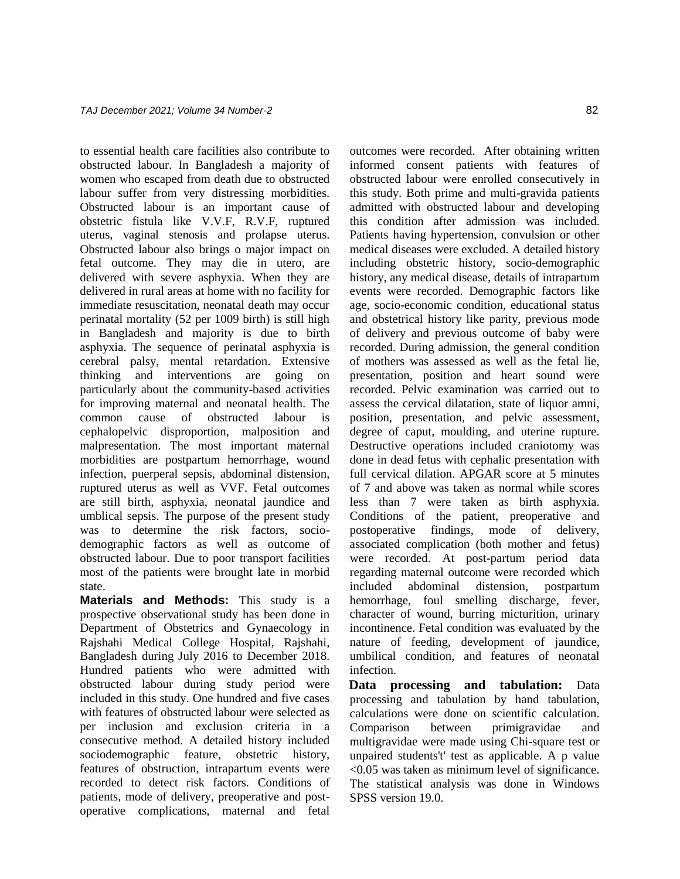to essential health care facilities also contribute to obstructed labour. In Bangladesh a majority of women who escaped from death due to obstructed labour suffer from very distressing morbidities. Obstructed labour is an important cause of obstetric fistula like V.V.F, R.V.F, ruptured uterus, vaginal stenosis and prolapse uterus. Obstructed labour also brings o major impact on fetal outcome. They may die in utero, are delivered with severe asphyxia. When they are delivered in rural areas at home with no facility for immediate resuscitation, neonatal death may occur perinatal mortality (52 per 1009 birth) is still high in Bangladesh and majority is due to birth asphyxia. The sequence of perinatal asphyxia is cerebral palsy, mental retardation. Extensive thinking and interventions are going on particularly about the community-based activities for improving maternal and neonatal health. The common cause of obstructed labour is cephalopelvic disproportion, malposition and malpresentation. The most important maternal morbidities are postpartum hemorrhage, wound infection, puerperal sepsis, abdominal distension, ruptured uterus as well as VVF. Fetal outcomes are still birth, asphyxia, neonatal jaundice and umblical sepsis. The purpose of the present study was to determine the risk factors, socio-demographic factors as well as outcome of obstructed labour. Due to poor transport facilities most of the patients were brought late in morbid state.

**Materials and Methods:** This study is a prospective observational study has been done in Department of Obstetrics and Gynaecology in Rajshahi Medical College Hospital, Rajshahi, Bangladesh during July 2016 to December 2018. Hundred patients who were admitted with obstructed labour during study period were included in this study. One hundred and five cases with features of obstructed labour were selected as per inclusion and exclusion criteria in a consecutive method. A detailed history included sociodemographic feature, obstetric history, features of obstruction, intrapartum events were recorded to detect risk factors. Conditions of patients, mode of delivery, preoperative and post-operative complications, maternal and fetal outcomes were recorded. After obtaining written informed consent patients with features of obstructed labour were enrolled consecutively in this study. Both prime and multi-gravida patients admitted with obstructed labour and developing this condition after admission was included. Patients having hypertension, convulsion or other medical diseases were excluded. A detailed history including obstetric history, socio-demographic history, any medical disease, details of intrapartum events were recorded. Demographic factors like age, socio-economic condition, educational status and obstetrical history like parity, previous mode of delivery and previous outcome of baby were recorded. During admission, the general condition of mothers was assessed as well as the fetal lie, presentation, position and heart sound were recorded. Pelvic examination was carried out to assess the cervical dilatation, state of liquor amni, position, presentation, and pelvic assessment, degree of caput, moulding, and uterine rupture. Destructive operations included craniotomy was done in dead fetus with cephalic presentation with full cervical dilation. APGAR score at 5 minutes of 7 and above was taken as normal while scores less than 7 were taken as birth asphyxia. Conditions of the patient, preoperative and postoperative findings, mode of delivery, associated complication (both mother and fetus) were recorded. At post-partum period data regarding maternal outcome were recorded which included abdominal distension, postpartum hemorrhage, foul smelling discharge, fever, character of wound, burring micturition, urinary incontinence. Fetal condition was evaluated by the nature of feeding, development of jaundice, umbilical condition, and features of neonatal infection.

**Data processing and tabulation:** Data processing and tabulation by hand tabulation, calculations were done on scientific calculation. Comparison between primigravidae and multigravidae were made using Chi-square test or unpaired students't' test as applicable. A p value <0.05 was taken as minimum level of significance. The statistical analysis was done in Windows SPSS version 19.0.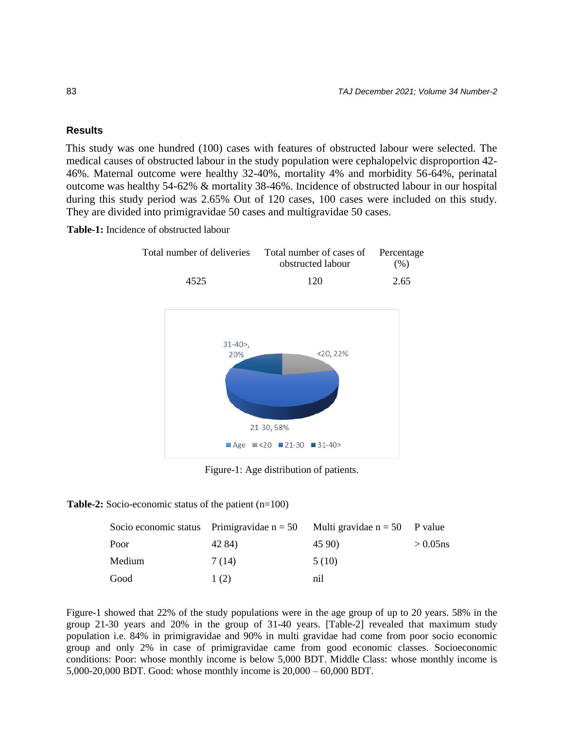## Results

This study was one hundred (100) cases with features of obstructed labour were selected. The medical causes of obstructed labour in the study population were cephalopelvic disproportion 42-46%. Maternal outcome were healthy 32-40%, mortality 4% and morbidity 56-64%, perinatal outcome was healthy 54-62% & mortality 38-46%. Incidence of obstructed labour in our hospital during this study period was 2.65% Out of 120 cases, 100 cases were included on this study. They are divided into primigravidae 50 cases and multigravidae 50 cases.

**Table-1:** Incidence of obstructed labour

| Total number of deliveries | Total number of cases of obstructed labour | Percentage (%) |
|---|---|---|
| 4525 | 120 | 2.65 |

Figure-1: Age distribution of patients.

**Table-2:** Socio-economic status of the patient (n=100)

| Socio economic status | Primigravidae n = 50 | Multi gravidae n = 50 | P value |
|---|---|---|---|
| Poor | 42 84) | 45 90) | > 0.05ns |
| Medium | 7 (14) | 5 (10) | |
| Good | 1 (2) | nil | |

Figure-1 showed that 22% of the study populations were in the age group of up to 20 years. 58% in the group 21-30 years and 20% in the group of 31-40 years. [Table-2] revealed that maximum study population i.e. 84% in primigravidae and 90% in multi gravidae had come from poor socio economic group and only 2% in case of primigravidae came from good economic classes. Socioeconomic conditions: Poor: whose monthly income is below 5,000 BDT. Middle Class: whose monthly income is 5,000-20,000 BDT. Good: whose monthly income is 20,000 – 60,000 BDT.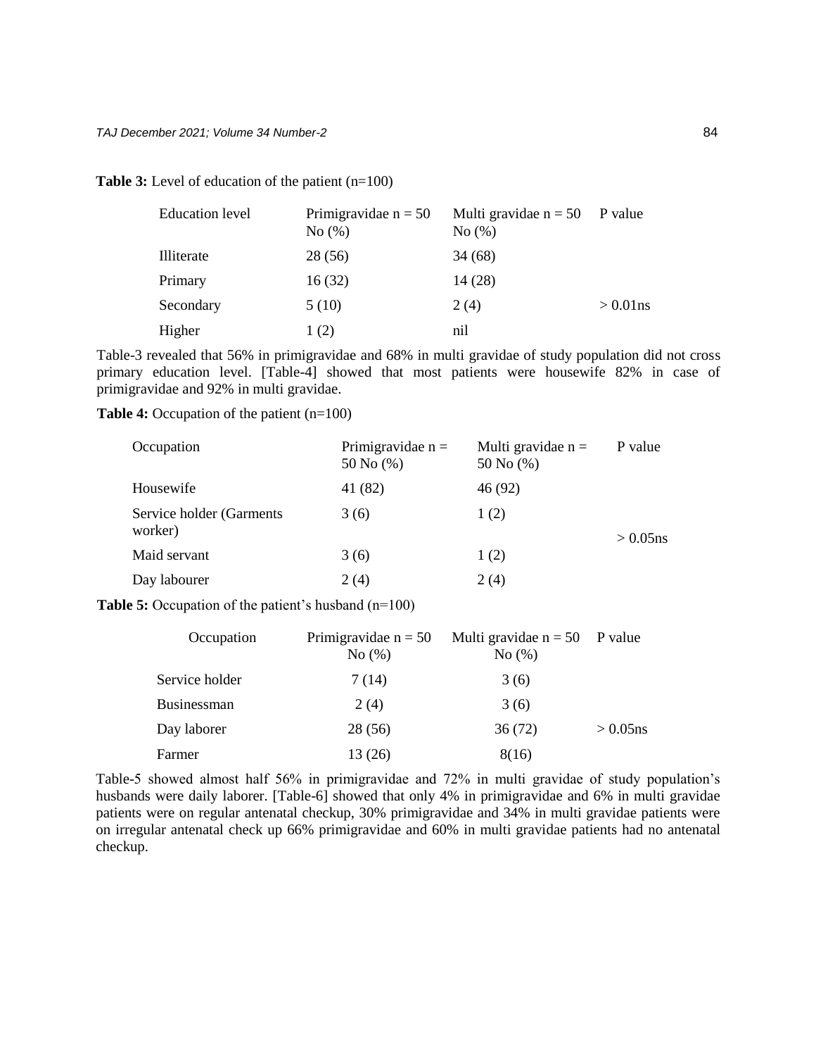**Table 3:** Level of education of the patient (n=100)

| Education level | Primigravidae n = 50 No (%) | Multi gravidae n = 50 No (%) | P value |
|---|---|---|---|
| Illiterate | 28 (56) | 34 (68) | |
| Primary | 16 (32) | 14 (28) | |
| Secondary | 5 (10) | 2 (4) | > 0.01ns |
| Higher | 1 (2) | nil | |

Table-3 revealed that 56% in primigravidae and 68% in multi gravidae of study population did not cross primary education level. [Table-4] showed that most patients were housewife 82% in case of primigravidae and 92% in multi gravidae.

**Table 4:** Occupation of the patient (n=100)

| Occupation | Primigravidae n = 50 No (%) | Multi gravidae n = 50 No (%) | P value |
|---|---|---|---|
| Housewife | 41 (82) | 46 (92) | |
| Service holder (Garments worker) | 3 (6) | 1 (2) | > 0.05ns |
| Maid servant | 3 (6) | 1 (2) | |
| Day labourer | 2 (4) | 2 (4) | |

**Table 5:** Occupation of the patient's husband (n=100)

| Occupation | Primigravidae n = 50 No (%) | Multi gravidae n = 50 No (%) | P value |
|---|---|---|---|
| Service holder | 7 (14) | 3 (6) | |
| Businessman | 2 (4) | 3 (6) | |
| Day laborer | 28 (56) | 36 (72) | > 0.05ns |
| Farmer | 13 (26) | 8(16) | |

Table-5 showed almost half 56% in primigravidae and 72% in multi gravidae of study population's husbands were daily laborer. [Table-6] showed that only 4% in primigravidae and 6% in multi gravidae patients were on regular antenatal checkup, 30% primigravidae and 34% in multi gravidae patients were on irregular antenatal check up 66% primigravidae and 60% in multi gravidae patients had no antenatal checkup.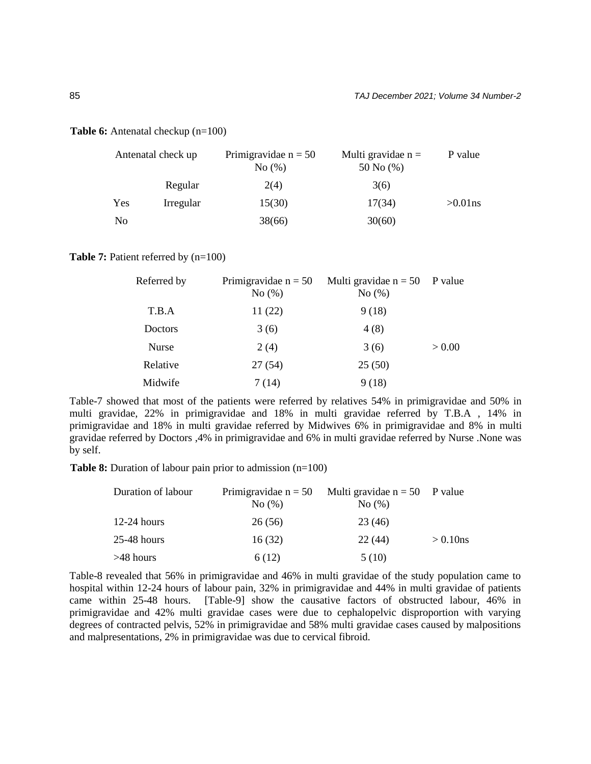**Table 6:** Antenatal checkup (n=100)

| Antenatal check up | | Primigravidae n = 50 No (%) | Multi gravidae n = 50 No (%) | P value |
|---|---|---|---|---|
| | Regular | 2(4) | 3(6) | |
| Yes | Irregular | 15(30) | 17(34) | >0.01ns |
| No | | 38(66) | 30(60) | |

**Table 7:** Patient referred by (n=100)

| Referred by | Primigravidae n = 50 No (%) | Multi gravidae n = 50 No (%) | P value |
|---|---|---|---|
| T.B.A | 11 (22) | 9 (18) | |
| Doctors | 3 (6) | 4 (8) | |
| Nurse | 2 (4) | 3 (6) | > 0.00 |
| Relative | 27 (54) | 25 (50) | |
| Midwife | 7 (14) | 9 (18) | |

Table-7 showed that most of the patients were referred by relatives 54% in primigravidae and 50% in multi gravidae, 22% in primigravidae and 18% in multi gravidae referred by T.B.A , 14% in primigravidae and 18% in multi gravidae referred by Midwives 6% in primigravidae and 8% in multi gravidae referred by Doctors ,4% in primigravidae and 6% in multi gravidae referred by Nurse .None was by self.

**Table 8:** Duration of labour pain prior to admission (n=100)

| Duration of labour | Primigravidae n = 50 No (%) | Multi gravidae n = 50 No (%) | P value |
|---|---|---|---|
| 12-24 hours | 26 (56) | 23 (46) | |
| 25-48 hours | 16 (32) | 22 (44) | > 0.10ns |
| >48 hours | 6 (12) | 5 (10) | |

Table-8 revealed that 56% in primigravidae and 46% in multi gravidae of the study population came to hospital within 12-24 hours of labour pain, 32% in primigravidae and 44% in multi gravidae of patients came within 25-48 hours. [Table-9] show the causative factors of obstructed labour, 46% in primigravidae and 42% multi gravidae cases were due to cephalopelvic disproportion with varying degrees of contracted pelvis, 52% in primigravidae and 58% multi gravidae cases caused by malpositions and malpresentations, 2% in primigravidae was due to cervical fibroid.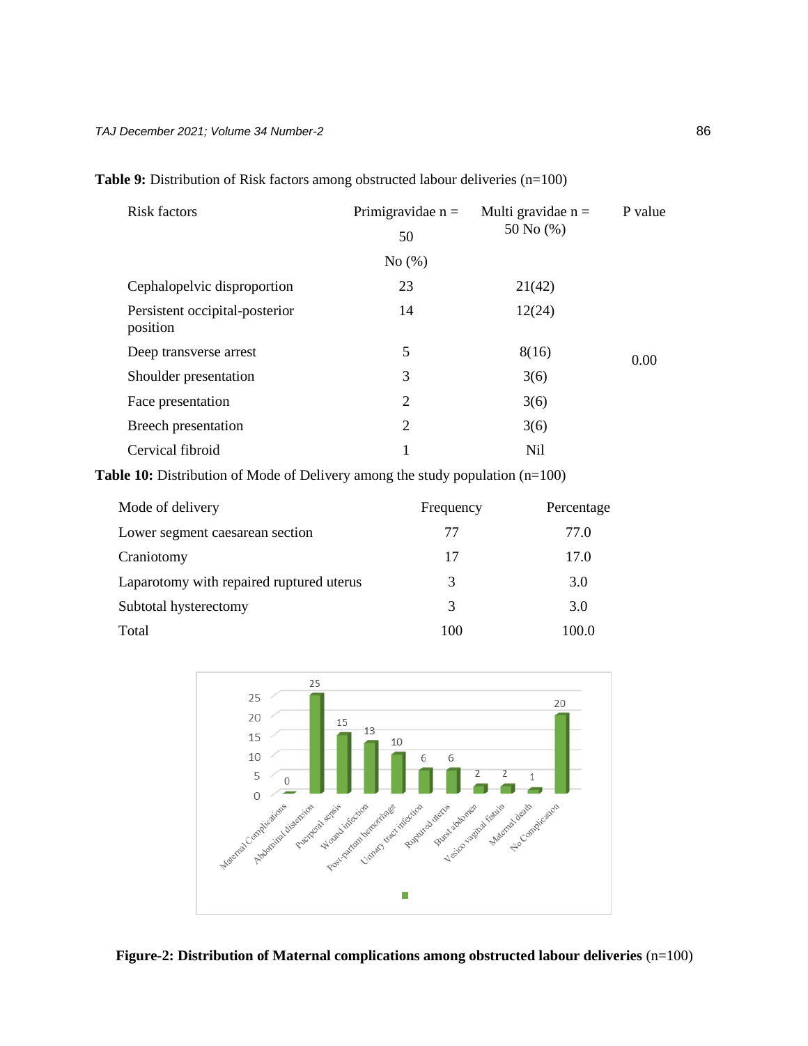**Table 9:** Distribution of Risk factors among obstructed labour deliveries (n=100)

| Risk factors | Primigravidae n = 50 No (%) | Multi gravidae n = 50 No (%) | P value |
|---|---|---|---|
| Cephalopelvic disproportion | 23 | 21(42) | |
| Persistent occipital-posterior position | 14 | 12(24) | |
| Deep transverse arrest | 5 | 8(16) | 0.00 |
| Shoulder presentation | 3 | 3(6) | |
| Face presentation | 2 | 3(6) | |
| Breech presentation | 2 | 3(6) | |
| Cervical fibroid | 1 | Nil | |

**Table 10:** Distribution of Mode of Delivery among the study population (n=100)

| Mode of delivery | Frequency | Percentage |
|---|---|---|
| Lower segment caesarean section | 77 | 77.0 |
| Craniotomy | 17 | 17.0 |
| Laparotomy with repaired ruptured uterus | 3 | 3.0 |
| Subtotal hysterectomy | 3 | 3.0 |
| Total | 100 | 100.0 |

**Figure-2: Distribution of Maternal complications among obstructed labour deliveries** (n=100)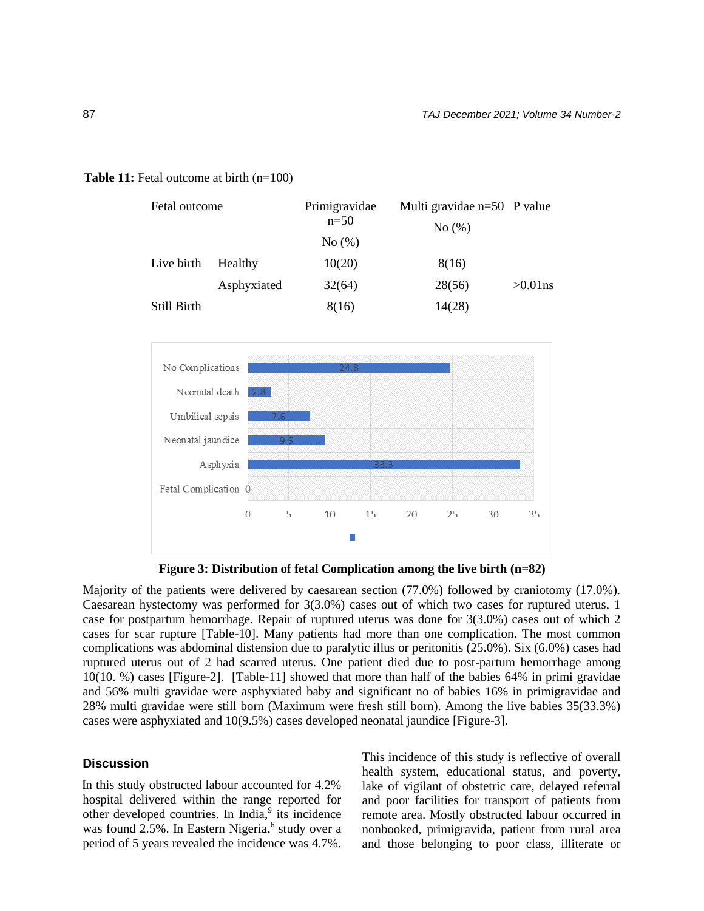**Table 11:** Fetal outcome at birth (n=100)

| Fetal outcome | | Primigravidae n=50 No (%) | Multi gravidae n=50 No (%) | P value |
|---|---|---|---|---|
| Live birth | Healthy | 10(20) | 8(16) | |
| | Asphyxiated | 32(64) | 28(56) | >0.01ns |
| Still Birth | | 8(16) | 14(28) | |

| Fetal Complication | % |
|---|---|
| No Complications | 24.8 |
| Neonatal death | 2.8 |
| Umbilical sepsis | 7.6 |
| Neonatal jaundice | 9.5 |
| Asphyxia | 33.3 |
| Fetal Complication | 0 |

**Figure 3: Distribution of fetal Complication among the live birth (n=82)**

Majority of the patients were delivered by caesarean section (77.0%) followed by craniotomy (17.0%). Caesarean hystectomy was performed for 3(3.0%) cases out of which two cases for ruptured uterus, 1 case for postpartum hemorrhage. Repair of ruptured uterus was done for 3(3.0%) cases out of which 2 cases for scar rupture [Table-10]. Many patients had more than one complication. The most common complications was abdominal distension due to paralytic illus or peritonitis (25.0%). Six (6.0%) cases had ruptured uterus out of 2 had scarred uterus. One patient died due to post-partum hemorrhage among 10(10. %) cases [Figure-2]. [Table-11] showed that more than half of the babies 64% in primi gravidae and 56% multi gravidae were asphyxiated baby and significant no of babies 16% in primigravidae and 28% multi gravidae were still born (Maximum were fresh still born). Among the live babies 35(33.3%) cases were asphyxiated and 10(9.5%) cases developed neonatal jaundice [Figure-3].

## Discussion

In this study obstructed labour accounted for 4.2% hospital delivered within the range reported for other developed countries. In India,[9] its incidence was found 2.5%. In Eastern Nigeria,[6] study over a period of 5 years revealed the incidence was 4.7%. This incidence of this study is reflective of overall health system, educational status, and poverty, lake of vigilant of obstetric care, delayed referral and poor facilities for transport of patients from remote area. Mostly obstructed labour occurred in nonbooked, primigravida, patient from rural area and those belonging to poor class, illiterate or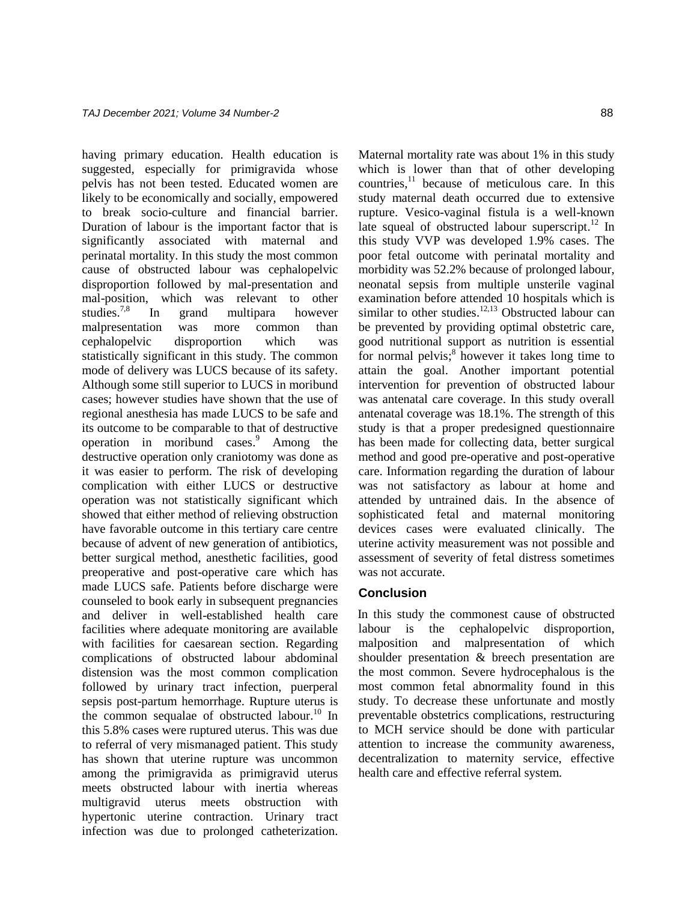having primary education. Health education is suggested, especially for primigravida whose pelvis has not been tested. Educated women are likely to be economically and socially, empowered to break socio-culture and financial barrier. Duration of labour is the important factor that is significantly associated with maternal and perinatal mortality. In this study the most common cause of obstructed labour was cephalopelvic disproportion followed by mal-presentation and mal-position, which was relevant to other studies.[7,8] In grand multipara however malpresentation was more common than cephalopelvic disproportion which was statistically significant in this study. The common mode of delivery was LUCS because of its safety. Although some still superior to LUCS in moribund cases; however studies have shown that the use of regional anesthesia has made LUCS to be safe and its outcome to be comparable to that of destructive operation in moribund cases.[9] Among the destructive operation only craniotomy was done as it was easier to perform. The risk of developing complication with either LUCS or destructive operation was not statistically significant which showed that either method of relieving obstruction have favorable outcome in this tertiary care centre because of advent of new generation of antibiotics, better surgical method, anesthetic facilities, good preoperative and post-operative care which has made LUCS safe. Patients before discharge were counseled to book early in subsequent pregnancies and deliver in well-established health care facilities where adequate monitoring are available with facilities for caesarean section. Regarding complications of obstructed labour abdominal distension was the most common complication followed by urinary tract infection, puerperal sepsis post-partum hemorrhage. Rupture uterus is the common sequalae of obstructed labour.[10] In this 5.8% cases were ruptured uterus. This was due to referral of very mismanaged patient. This study has shown that uterine rupture was uncommon among the primigravida as primigravid uterus meets obstructed labour with inertia whereas multigravid uterus meets obstruction with hypertonic uterine contraction. Urinary tract infection was due to prolonged catheterization. Maternal mortality rate was about 1% in this study which is lower than that of other developing countries,[11] because of meticulous care. In this study maternal death occurred due to extensive rupture. Vesico-vaginal fistula is a well-known late squeal of obstructed labour superscript.[12] In this study VVP was developed 1.9% cases. The poor fetal outcome with perinatal mortality and morbidity was 52.2% because of prolonged labour, neonatal sepsis from multiple unsterile vaginal examination before attended 10 hospitals which is similar to other studies.[12,13] Obstructed labour can be prevented by providing optimal obstetric care, good nutritional support as nutrition is essential for normal pelvis;[8] however it takes long time to attain the goal. Another important potential intervention for prevention of obstructed labour was antenatal care coverage. In this study overall antenatal coverage was 18.1%. The strength of this study is that a proper predesigned questionnaire has been made for collecting data, better surgical method and good pre-operative and post-operative care. Information regarding the duration of labour was not satisfactory as labour at home and attended by untrained dais. In the absence of sophisticated fetal and maternal monitoring devices cases were evaluated clinically. The uterine activity measurement was not possible and assessment of severity of fetal distress sometimes was not accurate.

## Conclusion

In this study the commonest cause of obstructed labour is the cephalopelvic disproportion, malposition and malpresentation of which shoulder presentation & breech presentation are the most common. Severe hydrocephalous is the most common fetal abnormality found in this study. To decrease these unfortunate and mostly preventable obstetrics complications, restructuring to MCH service should be done with particular attention to increase the community awareness, decentralization to maternity service, effective health care and effective referral system.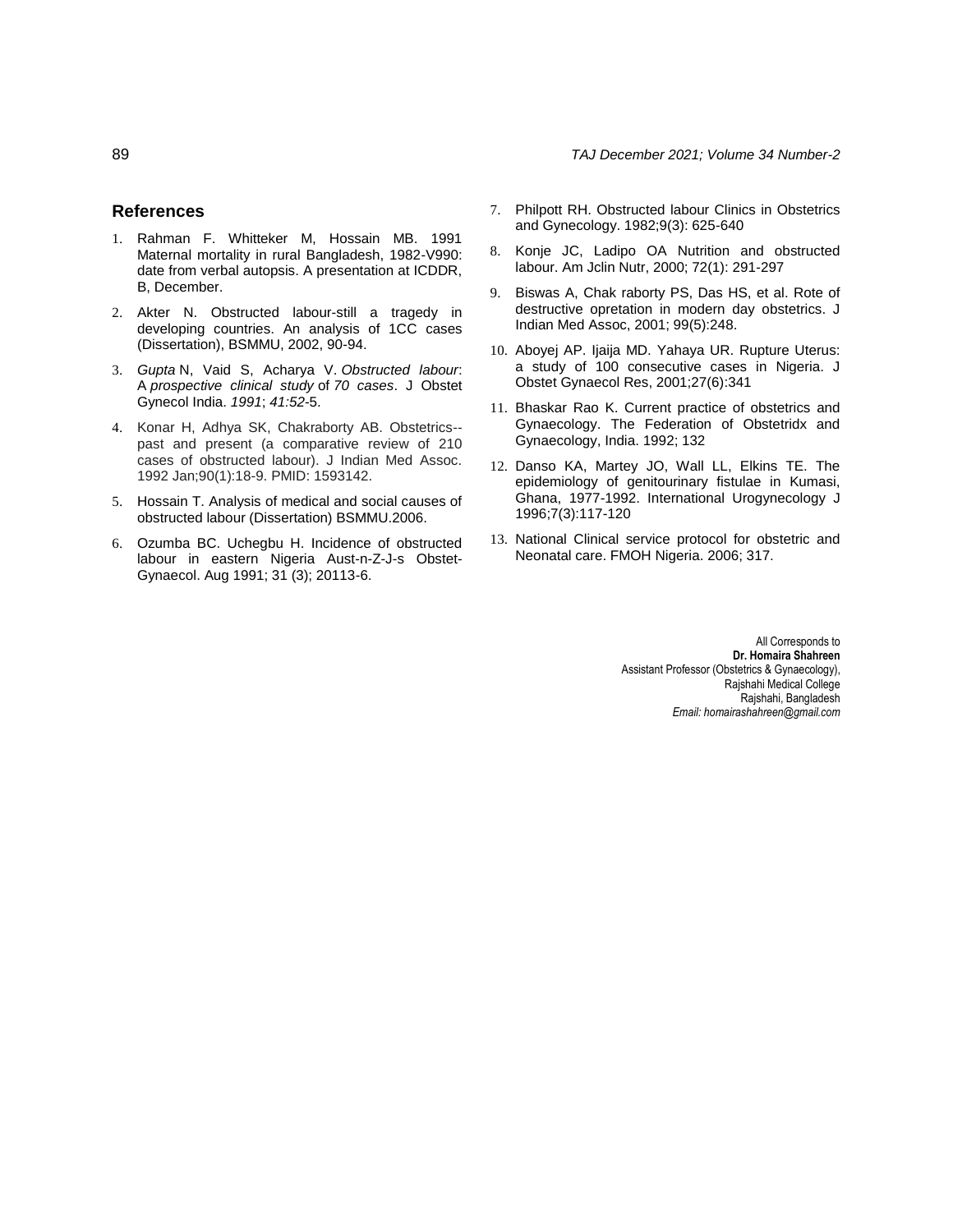## References

1. Rahman F. Whitteker M, Hossain MB. 1991 Maternal mortality in rural Bangladesh, 1982-V990: date from verbal autopsis. A presentation at ICDDR, B, December.
2. Akter N. Obstructed labour-still a tragedy in developing countries. An analysis of 1CC cases (Dissertation), BSMMU, 2002, 90-94.
3. *Gupta* N, Vaid S, Acharya V. *Obstructed labour*: A *prospective clinical study* of *70 cases*. J Obstet Gynecol India. *1991*; *41:52*-5.
4. Konar H, Adhya SK, Chakraborty AB. Obstetrics--past and present (a comparative review of 210 cases of obstructed labour). J Indian Med Assoc. 1992 Jan;90(1):18-9. PMID: 1593142.
5. Hossain T. Analysis of medical and social causes of obstructed labour (Dissertation) BSMMU.2006.
6. Ozumba BC. Uchegbu H. Incidence of obstructed labour in eastern Nigeria Aust-n-Z-J-s Obstet-Gynaecol. Aug 1991; 31 (3); 20113-6.
7. Philpott RH. Obstructed labour Clinics in Obstetrics and Gynecology. 1982;9(3): 625-640
8. Konje JC, Ladipo OA Nutrition and obstructed labour. Am Jclin Nutr, 2000; 72(1): 291-297
9. Biswas A, Chak raborty PS, Das HS, et al. Rote of destructive opretation in modern day obstetrics. J Indian Med Assoc, 2001; 99(5):248.
10. Aboyej AP. Ijaija MD. Yahaya UR. Rupture Uterus: a study of 100 consecutive cases in Nigeria. J Obstet Gynaecol Res, 2001;27(6):341
11. Bhaskar Rao K. Current practice of obstetrics and Gynaecology. The Federation of Obstetridx and Gynaecology, India. 1992; 132
12. Danso KA, Martey JO, Wall LL, Elkins TE. The epidemiology of genitourinary fistulae in Kumasi, Ghana, 1977-1992. International Urogynecology J 1996;7(3):117-120
13. National Clinical service protocol for obstetric and Neonatal care. FMOH Nigeria. 2006; 317.

All Corresponds to
**Dr. Homaira Shahreen**
Assistant Professor (Obstetrics & Gynaecology),
Rajshahi Medical College
Rajshahi, Bangladesh
*Email: homairashahreen@gmail.com*